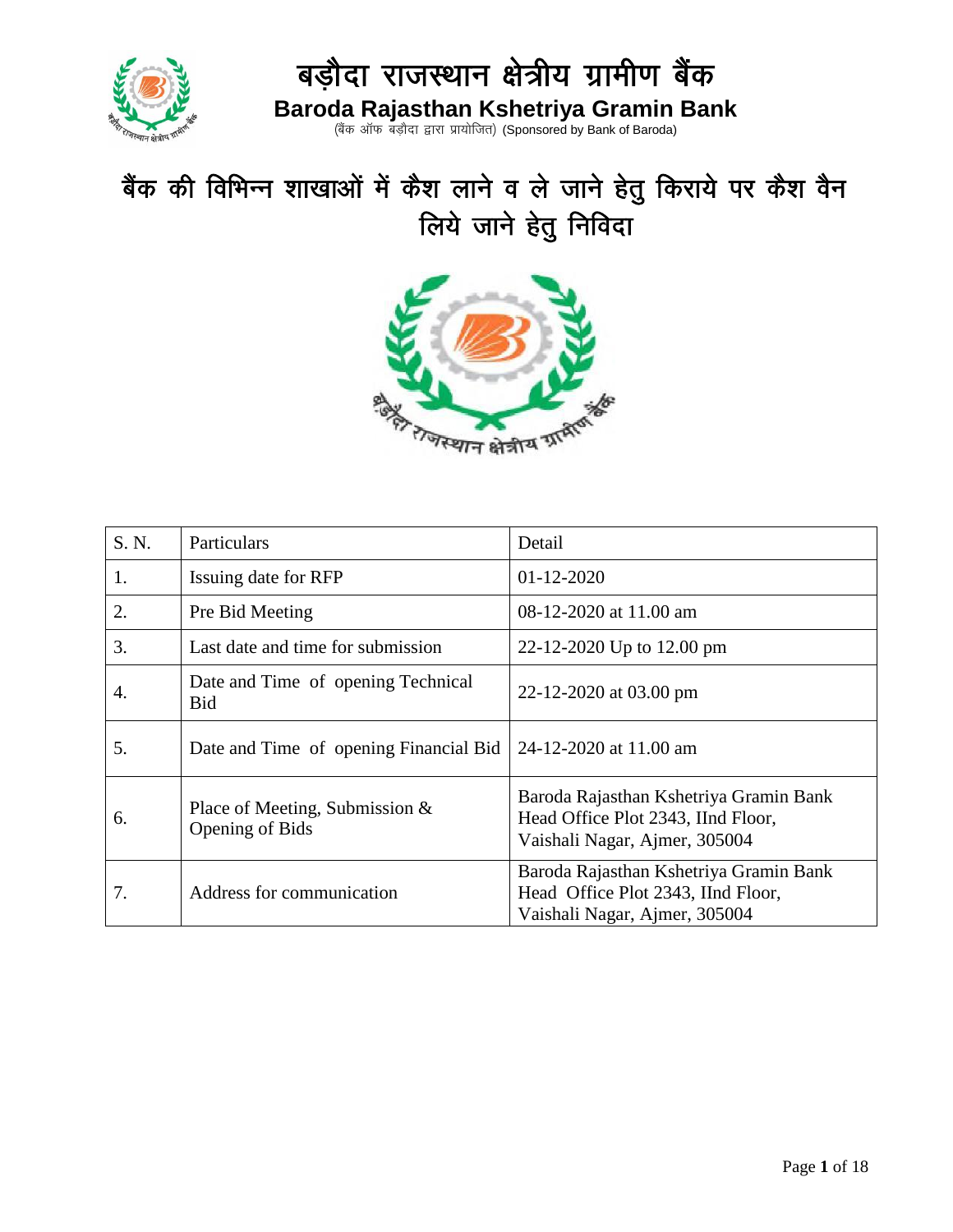# बड़ौदा राजस्थान क्षेत्रीय ग्रामीण बैंक

## Baroda Rajasthan Kshetriya Gramin Bank

(बैंक ऑफ बड़ौदा द्वारा प्रायोजित) (Sponsored by Bank of Baroda)

# बैंक की विभिन्न शाखाओं में कैश लाने व ले जाने हेतु किराये पर कैश वैन लिये जाने हेतु निविदा

| S. N. | Particulars | Detail |
|---|---|---|
| 1. | Issuing date for RFP | 01-12-2020 |
| 2. | Pre Bid Meeting | 08-12-2020 at 11.00 am |
| 3. | Last date and time for submission | 22-12-2020 Up to 12.00 pm |
| 4. | Date and Time of opening Technical Bid | 22-12-2020 at 03.00 pm |
| 5. | Date and Time of opening Financial Bid | 24-12-2020 at 11.00 am |
| 6. | Place of Meeting, Submission & Opening of Bids | Baroda Rajasthan Kshetriya Gramin Bank Head Office Plot 2343, IInd Floor, Vaishali Nagar, Ajmer, 305004 |
| 7. | Address for communication | Baroda Rajasthan Kshetriya Gramin Bank Head Office Plot 2343, IInd Floor, Vaishali Nagar, Ajmer, 305004 |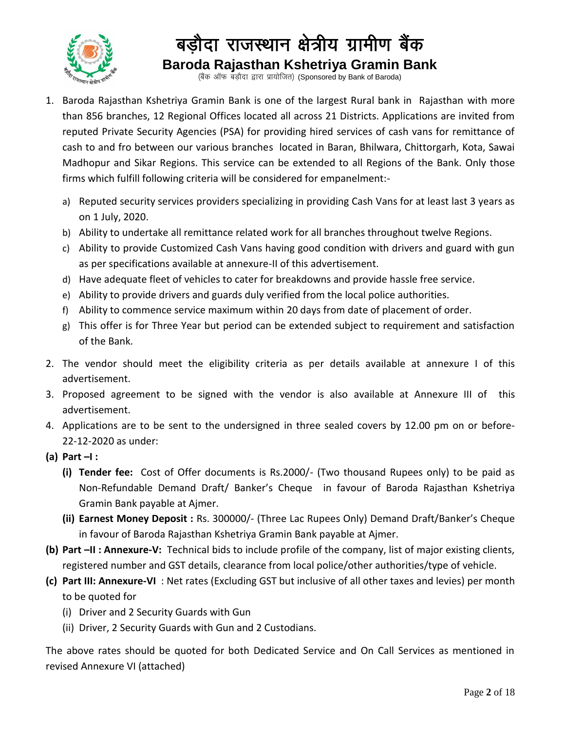# बड़ौदा राजस्थान क्षेत्रीय ग्रामीण बैंक

## Baroda Rajasthan Kshetriya Gramin Bank

(बैंक ऑफ बड़ौदा द्वारा प्रायोजित) (Sponsored by Bank of Baroda)

1. Baroda Rajasthan Kshetriya Gramin Bank is one of the largest Rural bank in Rajasthan with more than 856 branches, 12 Regional Offices located all across 21 Districts. Applications are invited from reputed Private Security Agencies (PSA) for providing hired services of cash vans for remittance of cash to and fro between our various branches located in Baran, Bhilwara, Chittorgarh, Kota, Sawai Madhopur and Sikar Regions. This service can be extended to all Regions of the Bank. Only those firms which fulfill following criteria will be considered for empanelment:-
   a) Reputed security services providers specializing in providing Cash Vans for at least last 3 years as on 1 July, 2020.
   b) Ability to undertake all remittance related work for all branches throughout twelve Regions.
   c) Ability to provide Customized Cash Vans having good condition with drivers and guard with gun as per specifications available at annexure-II of this advertisement.
   d) Have adequate fleet of vehicles to cater for breakdowns and provide hassle free service.
   e) Ability to provide drivers and guards duly verified from the local police authorities.
   f) Ability to commence service maximum within 20 days from date of placement of order.
   g) This offer is for Three Year but period can be extended subject to requirement and satisfaction of the Bank.
2. The vendor should meet the eligibility criteria as per details available at annexure I of this advertisement.
3. Proposed agreement to be signed with the vendor is also available at Annexure III of this advertisement.
4. Applications are to be sent to the undersigned in three sealed covers by 12.00 pm on or before-22-12-2020 as under:

**(a) Part –I :**

   **(i) Tender fee:** Cost of Offer documents is Rs.2000/- (Two thousand Rupees only) to be paid as Non-Refundable Demand Draft/ Banker's Cheque in favour of Baroda Rajasthan Kshetriya Gramin Bank payable at Ajmer.

   **(ii) Earnest Money Deposit :** Rs. 300000/- (Three Lac Rupees Only) Demand Draft/Banker's Cheque in favour of Baroda Rajasthan Kshetriya Gramin Bank payable at Ajmer.

**(b) Part –II : Annexure-V:** Technical bids to include profile of the company, list of major existing clients, registered number and GST details, clearance from local police/other authorities/type of vehicle.

**(c) Part III: Annexure-VI** : Net rates (Excluding GST but inclusive of all other taxes and levies) per month to be quoted for

   (i) Driver and 2 Security Guards with Gun

   (ii) Driver, 2 Security Guards with Gun and 2 Custodians.

The above rates should be quoted for both Dedicated Service and On Call Services as mentioned in revised Annexure VI (attached)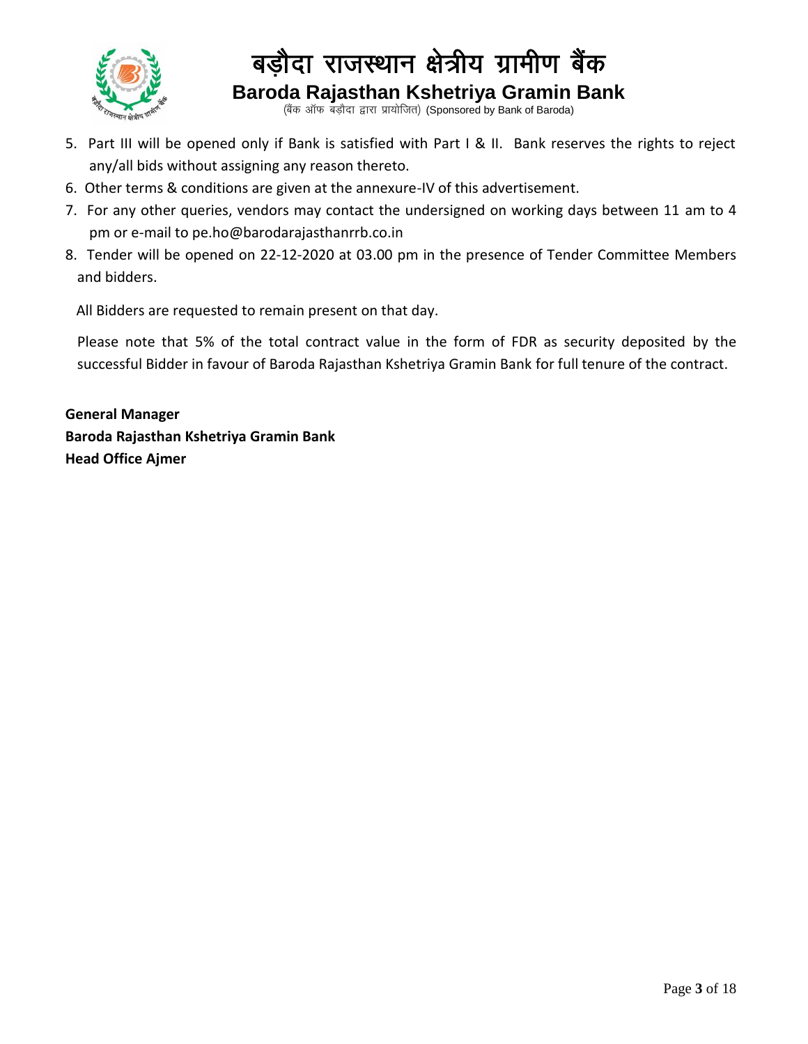5. Part III will be opened only if Bank is satisfied with Part I & II. Bank reserves the rights to reject any/all bids without assigning any reason thereto.
6. Other terms & conditions are given at the annexure-IV of this advertisement.
7. For any other queries, vendors may contact the undersigned on working days between 11 am to 4 pm or e-mail to pe.ho@barodarajasthanrrb.co.in
8. Tender will be opened on 22-12-2020 at 03.00 pm in the presence of Tender Committee Members and bidders.

All Bidders are requested to remain present on that day.

Please note that 5% of the total contract value in the form of FDR as security deposited by the successful Bidder in favour of Baroda Rajasthan Kshetriya Gramin Bank for full tenure of the contract.

**General Manager**
**Baroda Rajasthan Kshetriya Gramin Bank**
**Head Office Ajmer**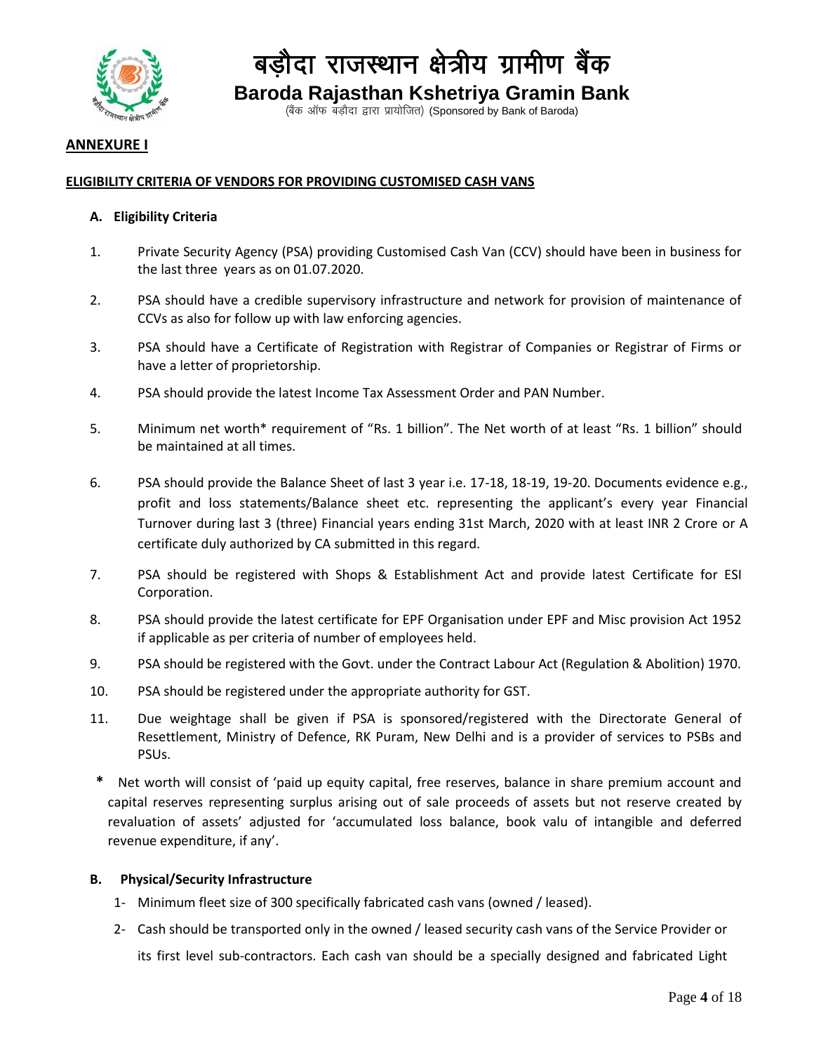# बड़ौदा राजस्थान क्षेत्रीय ग्रामीण बैंक

**Baroda Rajasthan Kshetriya Gramin Bank**

(बैंक ऑफ बड़ौदा द्वारा प्रायोजित) (Sponsored by Bank of Baroda)

**ANNEXURE I**

**ELIGIBILITY CRITERIA OF VENDORS FOR PROVIDING CUSTOMISED CASH VANS**

**A. Eligibility Criteria**

1. Private Security Agency (PSA) providing Customised Cash Van (CCV) should have been in business for the last three years as on 01.07.2020.

2. PSA should have a credible supervisory infrastructure and network for provision of maintenance of CCVs as also for follow up with law enforcing agencies.

3. PSA should have a Certificate of Registration with Registrar of Companies or Registrar of Firms or have a letter of proprietorship.

4. PSA should provide the latest Income Tax Assessment Order and PAN Number.

5. Minimum net worth* requirement of "Rs. 1 billion". The Net worth of at least "Rs. 1 billion" should be maintained at all times.

6. PSA should provide the Balance Sheet of last 3 year i.e. 17-18, 18-19, 19-20. Documents evidence e.g., profit and loss statements/Balance sheet etc. representing the applicant's every year Financial Turnover during last 3 (three) Financial years ending 31st March, 2020 with at least INR 2 Crore or A certificate duly authorized by CA submitted in this regard.

7. PSA should be registered with Shops & Establishment Act and provide latest Certificate for ESI Corporation.

8. PSA should provide the latest certificate for EPF Organisation under EPF and Misc provision Act 1952 if applicable as per criteria of number of employees held.

9. PSA should be registered with the Govt. under the Contract Labour Act (Regulation & Abolition) 1970.

10. PSA should be registered under the appropriate authority for GST.

11. Due weightage shall be given if PSA is sponsored/registered with the Directorate General of Resettlement, Ministry of Defence, RK Puram, New Delhi and is a provider of services to PSBs and PSUs.

\* Net worth will consist of 'paid up equity capital, free reserves, balance in share premium account and capital reserves representing surplus arising out of sale proceeds of assets but not reserve created by revaluation of assets' adjusted for 'accumulated loss balance, book valu of intangible and deferred revenue expenditure, if any'.

**B. Physical/Security Infrastructure**

1- Minimum fleet size of 300 specifically fabricated cash vans (owned / leased).

2- Cash should be transported only in the owned / leased security cash vans of the Service Provider or its first level sub-contractors. Each cash van should be a specially designed and fabricated Light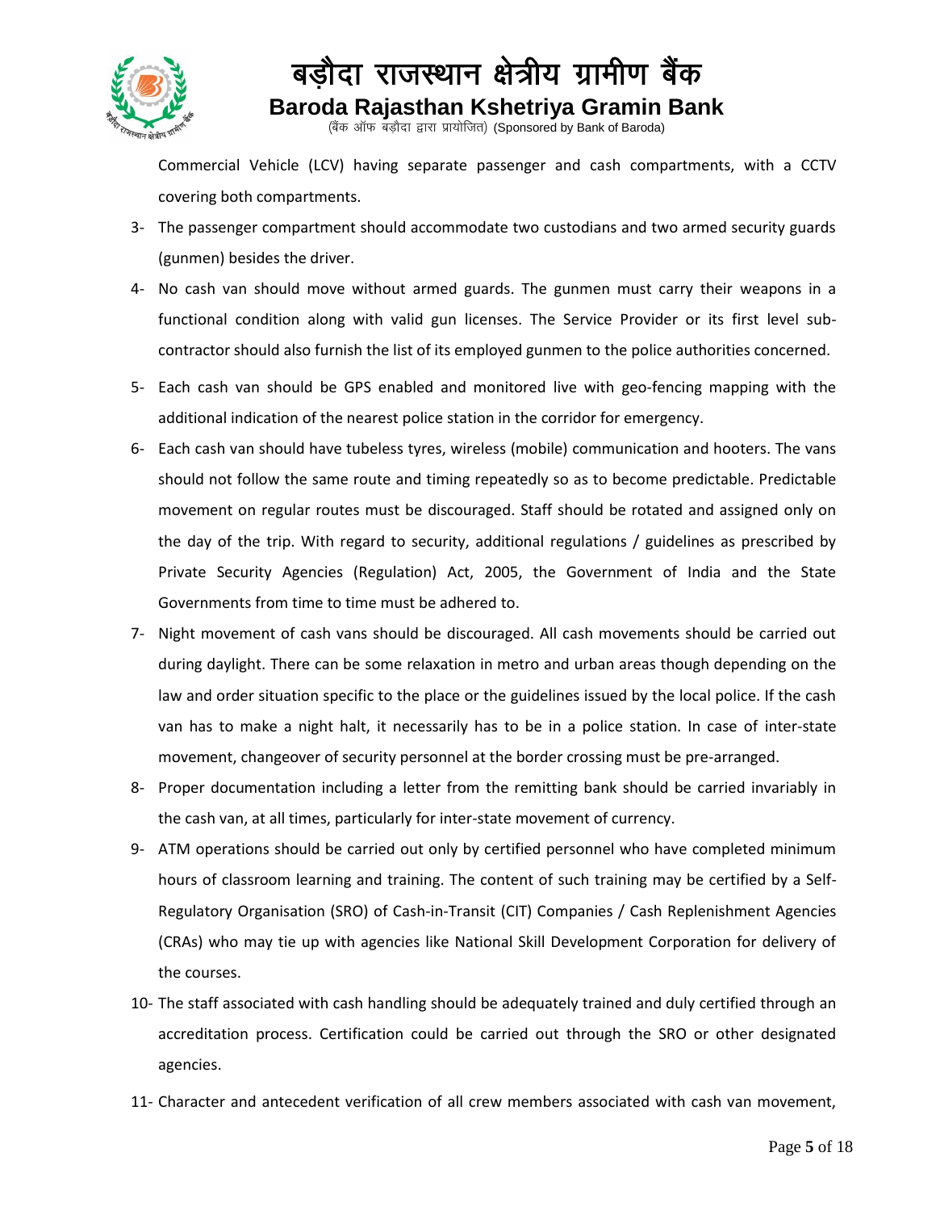Commercial Vehicle (LCV) having separate passenger and cash compartments, with a CCTV covering both compartments.

3- The passenger compartment should accommodate two custodians and two armed security guards (gunmen) besides the driver.

4- No cash van should move without armed guards. The gunmen must carry their weapons in a functional condition along with valid gun licenses. The Service Provider or its first level sub-contractor should also furnish the list of its employed gunmen to the police authorities concerned.

5- Each cash van should be GPS enabled and monitored live with geo-fencing mapping with the additional indication of the nearest police station in the corridor for emergency.

6- Each cash van should have tubeless tyres, wireless (mobile) communication and hooters. The vans should not follow the same route and timing repeatedly so as to become predictable. Predictable movement on regular routes must be discouraged. Staff should be rotated and assigned only on the day of the trip. With regard to security, additional regulations / guidelines as prescribed by Private Security Agencies (Regulation) Act, 2005, the Government of India and the State Governments from time to time must be adhered to.

7- Night movement of cash vans should be discouraged. All cash movements should be carried out during daylight. There can be some relaxation in metro and urban areas though depending on the law and order situation specific to the place or the guidelines issued by the local police. If the cash van has to make a night halt, it necessarily has to be in a police station. In case of inter-state movement, changeover of security personnel at the border crossing must be pre-arranged.

8- Proper documentation including a letter from the remitting bank should be carried invariably in the cash van, at all times, particularly for inter-state movement of currency.

9- ATM operations should be carried out only by certified personnel who have completed minimum hours of classroom learning and training. The content of such training may be certified by a Self-Regulatory Organisation (SRO) of Cash-in-Transit (CIT) Companies / Cash Replenishment Agencies (CRAs) who may tie up with agencies like National Skill Development Corporation for delivery of the courses.

10- The staff associated with cash handling should be adequately trained and duly certified through an accreditation process. Certification could be carried out through the SRO or other designated agencies.

11- Character and antecedent verification of all crew members associated with cash van movement,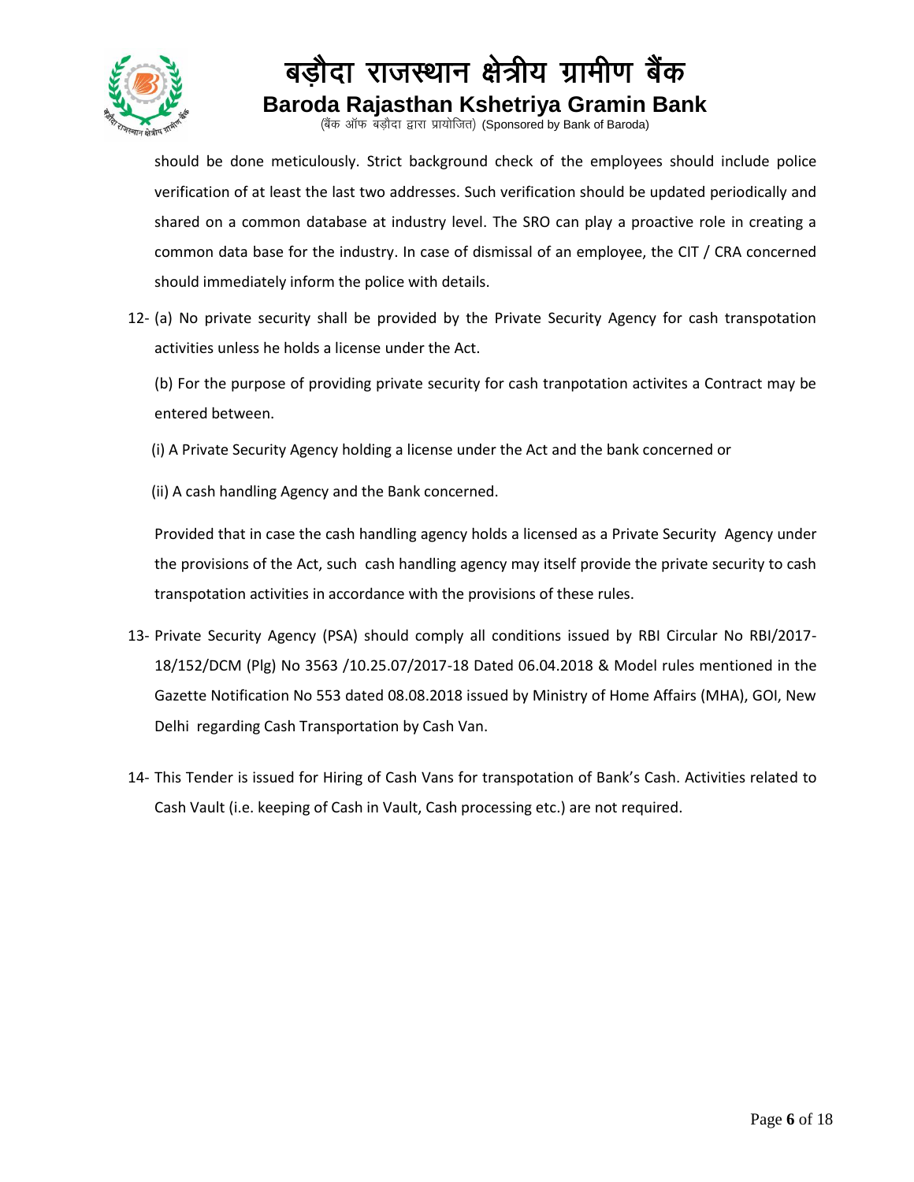should be done meticulously. Strict background check of the employees should include police verification of at least the last two addresses. Such verification should be updated periodically and shared on a common database at industry level. The SRO can play a proactive role in creating a common data base for the industry. In case of dismissal of an employee, the CIT / CRA concerned should immediately inform the police with details.

12- (a) No private security shall be provided by the Private Security Agency for cash transpotation activities unless he holds a license under the Act.

(b) For the purpose of providing private security for cash tranpotation activites a Contract may be entered between.

(i) A Private Security Agency holding a license under the Act and the bank concerned or

(ii) A cash handling Agency and the Bank concerned.

Provided that in case the cash handling agency holds a licensed as a Private Security Agency under the provisions of the Act, such cash handling agency may itself provide the private security to cash transpotation activities in accordance with the provisions of these rules.

13- Private Security Agency (PSA) should comply all conditions issued by RBI Circular No RBI/2017-18/152/DCM (Plg) No 3563 /10.25.07/2017-18 Dated 06.04.2018 & Model rules mentioned in the Gazette Notification No 553 dated 08.08.2018 issued by Ministry of Home Affairs (MHA), GOI, New Delhi regarding Cash Transportation by Cash Van.

14- This Tender is issued for Hiring of Cash Vans for transpotation of Bank's Cash. Activities related to Cash Vault (i.e. keeping of Cash in Vault, Cash processing etc.) are not required.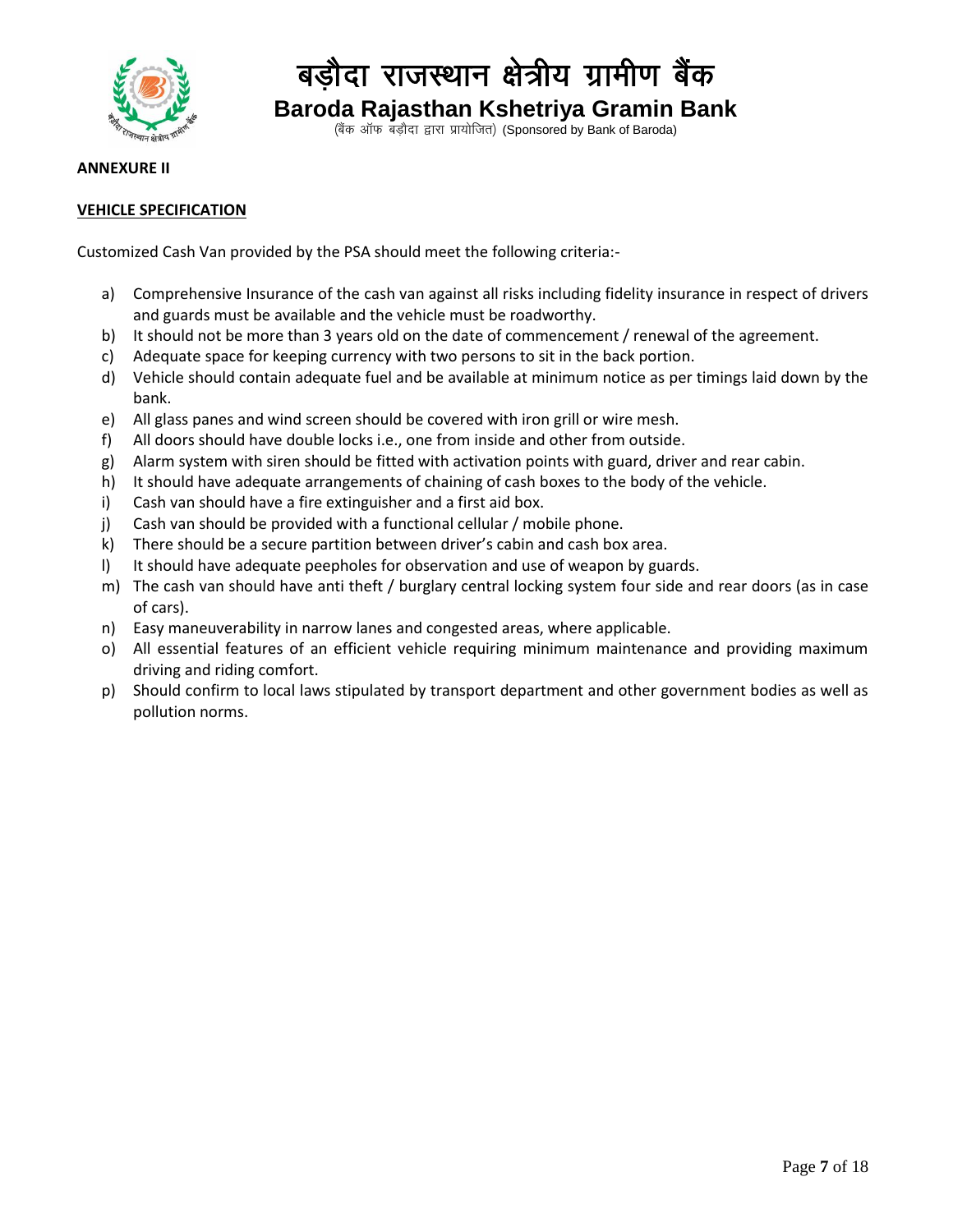**ANNEXURE II**

**VEHICLE SPECIFICATION**

Customized Cash Van provided by the PSA should meet the following criteria:-

a) Comprehensive Insurance of the cash van against all risks including fidelity insurance in respect of drivers and guards must be available and the vehicle must be roadworthy.
b) It should not be more than 3 years old on the date of commencement / renewal of the agreement.
c) Adequate space for keeping currency with two persons to sit in the back portion.
d) Vehicle should contain adequate fuel and be available at minimum notice as per timings laid down by the bank.
e) All glass panes and wind screen should be covered with iron grill or wire mesh.
f) All doors should have double locks i.e., one from inside and other from outside.
g) Alarm system with siren should be fitted with activation points with guard, driver and rear cabin.
h) It should have adequate arrangements of chaining of cash boxes to the body of the vehicle.
i) Cash van should have a fire extinguisher and a first aid box.
j) Cash van should be provided with a functional cellular / mobile phone.
k) There should be a secure partition between driver's cabin and cash box area.
l) It should have adequate peepholes for observation and use of weapon by guards.
m) The cash van should have anti theft / burglary central locking system four side and rear doors (as in case of cars).
n) Easy maneuverability in narrow lanes and congested areas, where applicable.
o) All essential features of an efficient vehicle requiring minimum maintenance and providing maximum driving and riding comfort.
p) Should confirm to local laws stipulated by transport department and other government bodies as well as pollution norms.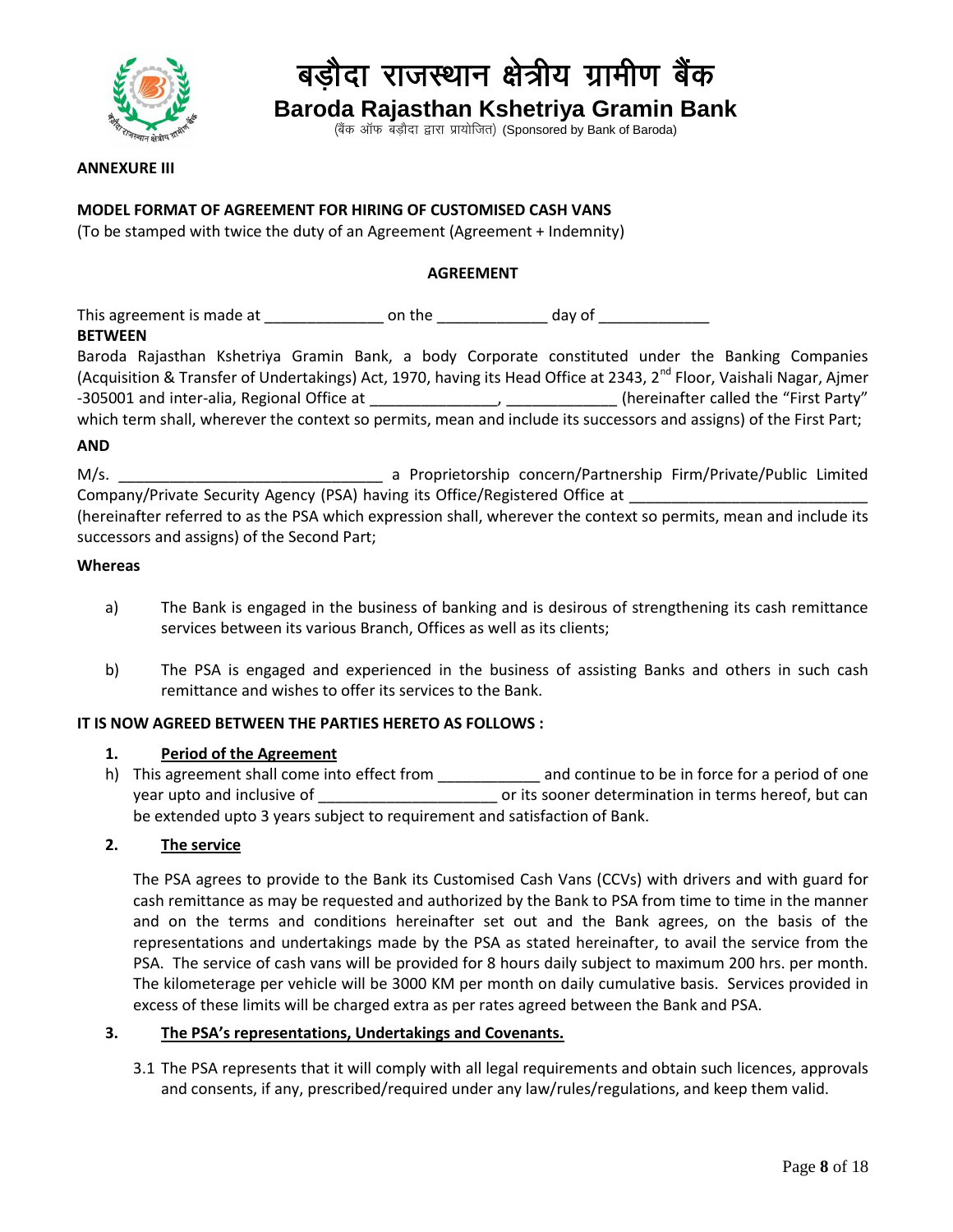# बड़ौदा राजस्थान क्षेत्रीय ग्रामीण बैंक

## Baroda Rajasthan Kshetriya Gramin Bank

(बैंक ऑफ बड़ौदा द्वारा प्रायोजित) (Sponsored by Bank of Baroda)

**ANNEXURE III**

**MODEL FORMAT OF AGREEMENT FOR HIRING OF CUSTOMISED CASH VANS**

(To be stamped with twice the duty of an Agreement (Agreement + Indemnity)

**AGREEMENT**

This agreement is made at ______________ on the _____________ day of _____________

**BETWEEN**

Baroda Rajasthan Kshetriya Gramin Bank, a body Corporate constituted under the Banking Companies (Acquisition & Transfer of Undertakings) Act, 1970, having its Head Office at 2343, 2nd Floor, Vaishali Nagar, Ajmer -305001 and inter-alia, Regional Office at _______________, _____________ (hereinafter called the "First Party" which term shall, wherever the context so permits, mean and include its successors and assigns) of the First Part;

**AND**

M/s. _______________________________ a Proprietorship concern/Partnership Firm/Private/Public Limited Company/Private Security Agency (PSA) having its Office/Registered Office at ___________________________ (hereinafter referred to as the PSA which expression shall, wherever the context so permits, mean and include its successors and assigns) of the Second Part;

**Whereas**

a) The Bank is engaged in the business of banking and is desirous of strengthening its cash remittance services between its various Branch, Offices as well as its clients;

b) The PSA is engaged and experienced in the business of assisting Banks and others in such cash remittance and wishes to offer its services to the Bank.

**IT IS NOW AGREED BETWEEN THE PARTIES HERETO AS FOLLOWS :**

**1. Period of the Agreement**

h) This agreement shall come into effect from ____________ and continue to be in force for a period of one year upto and inclusive of _____________________ or its sooner determination in terms hereof, but can be extended upto 3 years subject to requirement and satisfaction of Bank.

**2. The service**

The PSA agrees to provide to the Bank its Customised Cash Vans (CCVs) with drivers and with guard for cash remittance as may be requested and authorized by the Bank to PSA from time to time in the manner and on the terms and conditions hereinafter set out and the Bank agrees, on the basis of the representations and undertakings made by the PSA as stated hereinafter, to avail the service from the PSA. The service of cash vans will be provided for 8 hours daily subject to maximum 200 hrs. per month. The kilometerage per vehicle will be 3000 KM per month on daily cumulative basis. Services provided in excess of these limits will be charged extra as per rates agreed between the Bank and PSA.

**3. The PSA's representations, Undertakings and Covenants.**

3.1 The PSA represents that it will comply with all legal requirements and obtain such licences, approvals and consents, if any, prescribed/required under any law/rules/regulations, and keep them valid.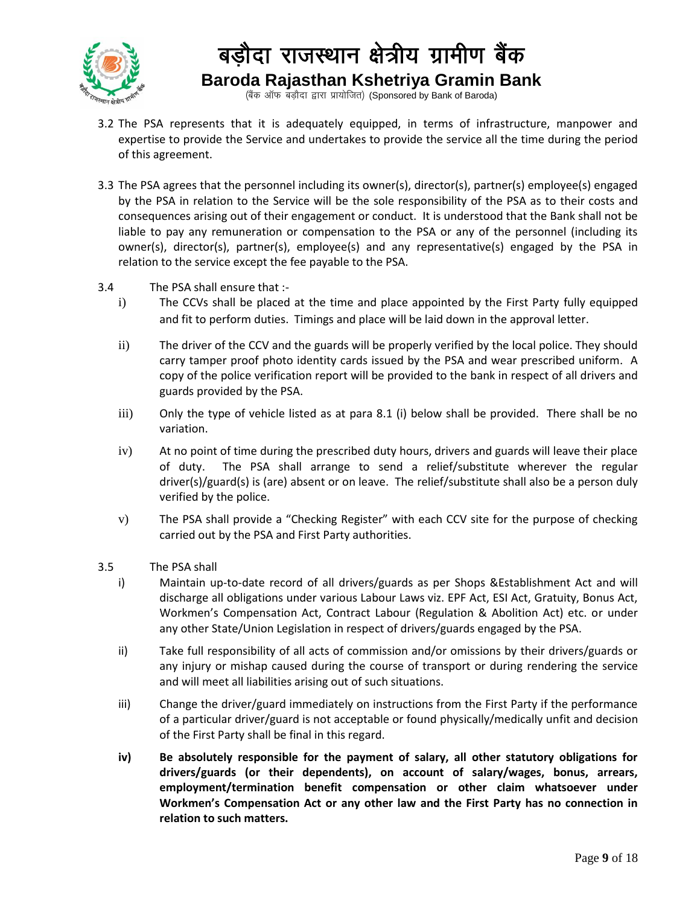3.2 The PSA represents that it is adequately equipped, in terms of infrastructure, manpower and expertise to provide the Service and undertakes to provide the service all the time during the period of this agreement.

3.3 The PSA agrees that the personnel including its owner(s), director(s), partner(s) employee(s) engaged by the PSA in relation to the Service will be the sole responsibility of the PSA as to their costs and consequences arising out of their engagement or conduct. It is understood that the Bank shall not be liable to pay any remuneration or compensation to the PSA or any of the personnel (including its owner(s), director(s), partner(s), employee(s) and any representative(s) engaged by the PSA in relation to the service except the fee payable to the PSA.

3.4 The PSA shall ensure that :-

i) The CCVs shall be placed at the time and place appointed by the First Party fully equipped and fit to perform duties. Timings and place will be laid down in the approval letter.

ii) The driver of the CCV and the guards will be properly verified by the local police. They should carry tamper proof photo identity cards issued by the PSA and wear prescribed uniform. A copy of the police verification report will be provided to the bank in respect of all drivers and guards provided by the PSA.

iii) Only the type of vehicle listed as at para 8.1 (i) below shall be provided. There shall be no variation.

iv) At no point of time during the prescribed duty hours, drivers and guards will leave their place of duty. The PSA shall arrange to send a relief/substitute wherever the regular driver(s)/guard(s) is (are) absent or on leave. The relief/substitute shall also be a person duly verified by the police.

v) The PSA shall provide a "Checking Register" with each CCV site for the purpose of checking carried out by the PSA and First Party authorities.

3.5 The PSA shall

i) Maintain up-to-date record of all drivers/guards as per Shops &Establishment Act and will discharge all obligations under various Labour Laws viz. EPF Act, ESI Act, Gratuity, Bonus Act, Workmen's Compensation Act, Contract Labour (Regulation & Abolition Act) etc. or under any other State/Union Legislation in respect of drivers/guards engaged by the PSA.

ii) Take full responsibility of all acts of commission and/or omissions by their drivers/guards or any injury or mishap caused during the course of transport or during rendering the service and will meet all liabilities arising out of such situations.

iii) Change the driver/guard immediately on instructions from the First Party if the performance of a particular driver/guard is not acceptable or found physically/medically unfit and decision of the First Party shall be final in this regard.

**iv) Be absolutely responsible for the payment of salary, all other statutory obligations for drivers/guards (or their dependents), on account of salary/wages, bonus, arrears, employment/termination benefit compensation or other claim whatsoever under Workmen's Compensation Act or any other law and the First Party has no connection in relation to such matters.**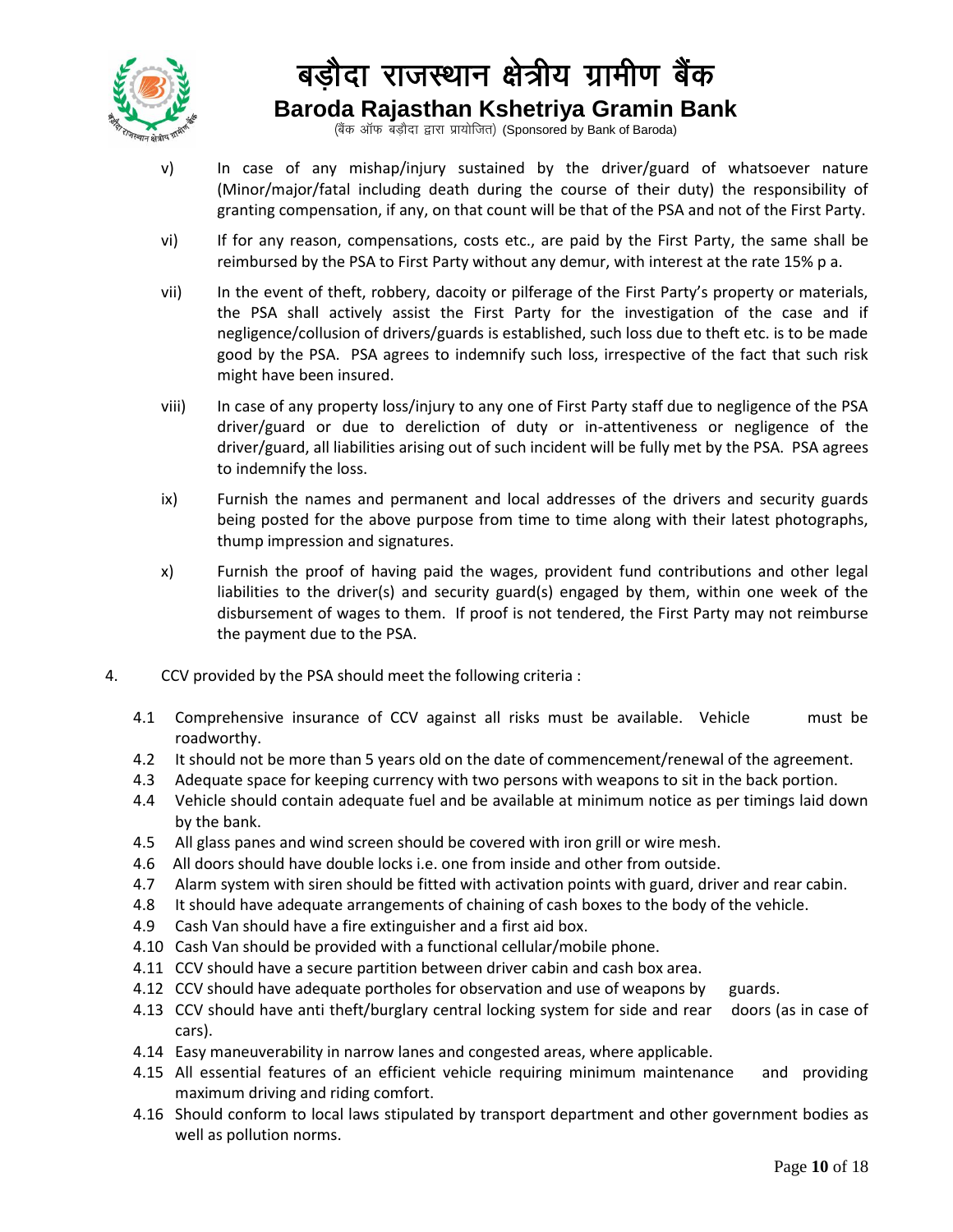v) In case of any mishap/injury sustained by the driver/guard of whatsoever nature (Minor/major/fatal including death during the course of their duty) the responsibility of granting compensation, if any, on that count will be that of the PSA and not of the First Party.

vi) If for any reason, compensations, costs etc., are paid by the First Party, the same shall be reimbursed by the PSA to First Party without any demur, with interest at the rate 15% p a.

vii) In the event of theft, robbery, dacoity or pilferage of the First Party's property or materials, the PSA shall actively assist the First Party for the investigation of the case and if negligence/collusion of drivers/guards is established, such loss due to theft etc. is to be made good by the PSA. PSA agrees to indemnify such loss, irrespective of the fact that such risk might have been insured.

viii) In case of any property loss/injury to any one of First Party staff due to negligence of the PSA driver/guard or due to dereliction of duty or in-attentiveness or negligence of the driver/guard, all liabilities arising out of such incident will be fully met by the PSA. PSA agrees to indemnify the loss.

ix) Furnish the names and permanent and local addresses of the drivers and security guards being posted for the above purpose from time to time along with their latest photographs, thump impression and signatures.

x) Furnish the proof of having paid the wages, provident fund contributions and other legal liabilities to the driver(s) and security guard(s) engaged by them, within one week of the disbursement of wages to them. If proof is not tendered, the First Party may not reimburse the payment due to the PSA.

4. CCV provided by the PSA should meet the following criteria :

4.1 Comprehensive insurance of CCV against all risks must be available. Vehicle must be roadworthy.
4.2 It should not be more than 5 years old on the date of commencement/renewal of the agreement.
4.3 Adequate space for keeping currency with two persons with weapons to sit in the back portion.
4.4 Vehicle should contain adequate fuel and be available at minimum notice as per timings laid down by the bank.
4.5 All glass panes and wind screen should be covered with iron grill or wire mesh.
4.6 All doors should have double locks i.e. one from inside and other from outside.
4.7 Alarm system with siren should be fitted with activation points with guard, driver and rear cabin.
4.8 It should have adequate arrangements of chaining of cash boxes to the body of the vehicle.
4.9 Cash Van should have a fire extinguisher and a first aid box.
4.10 Cash Van should be provided with a functional cellular/mobile phone.
4.11 CCV should have a secure partition between driver cabin and cash box area.
4.12 CCV should have adequate portholes for observation and use of weapons by guards.
4.13 CCV should have anti theft/burglary central locking system for side and rear doors (as in case of cars).
4.14 Easy maneuverability in narrow lanes and congested areas, where applicable.
4.15 All essential features of an efficient vehicle requiring minimum maintenance and providing maximum driving and riding comfort.
4.16 Should conform to local laws stipulated by transport department and other government bodies as well as pollution norms.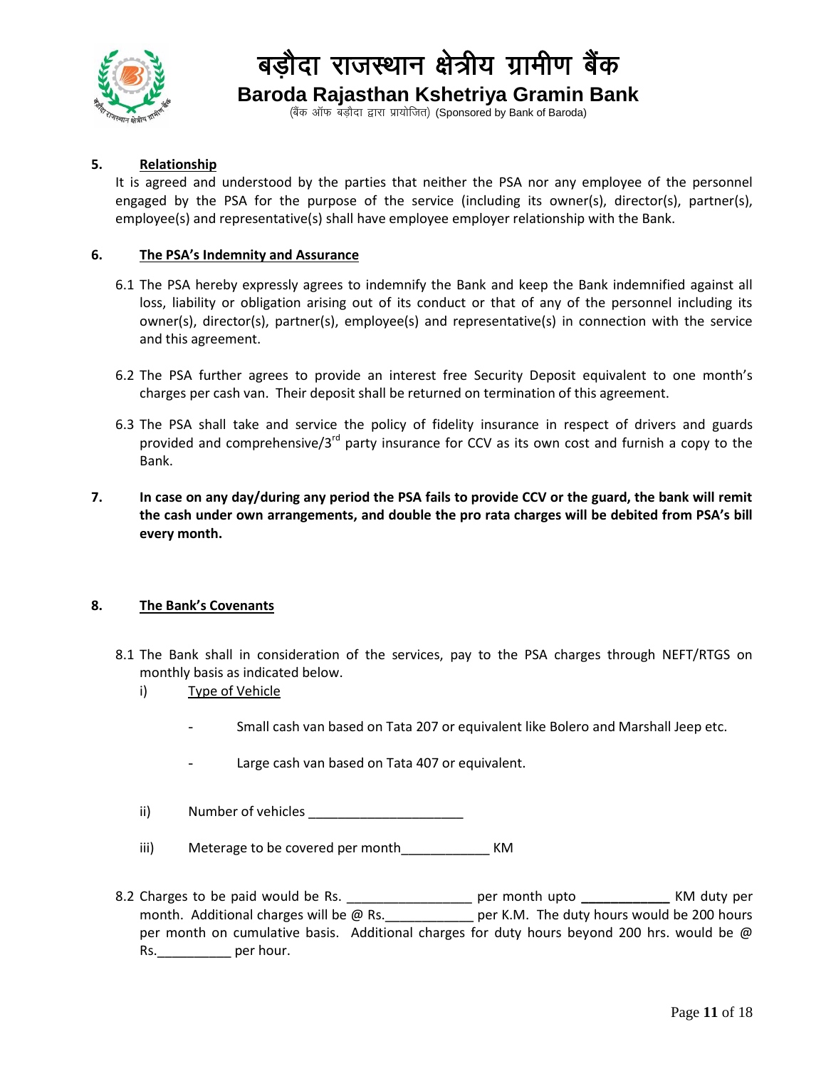**5. Relationship**

It is agreed and understood by the parties that neither the PSA nor any employee of the personnel engaged by the PSA for the purpose of the service (including its owner(s), director(s), partner(s), employee(s) and representative(s) shall have employee employer relationship with the Bank.

**6. The PSA's Indemnity and Assurance**

6.1 The PSA hereby expressly agrees to indemnify the Bank and keep the Bank indemnified against all loss, liability or obligation arising out of its conduct or that of any of the personnel including its owner(s), director(s), partner(s), employee(s) and representative(s) in connection with the service and this agreement.

6.2 The PSA further agrees to provide an interest free Security Deposit equivalent to one month's charges per cash van. Their deposit shall be returned on termination of this agreement.

6.3 The PSA shall take and service the policy of fidelity insurance in respect of drivers and guards provided and comprehensive/3rd party insurance for CCV as its own cost and furnish a copy to the Bank.

**7. In case on any day/during any period the PSA fails to provide CCV or the guard, the bank will remit the cash under own arrangements, and double the pro rata charges will be debited from PSA's bill every month.**

**8. The Bank's Covenants**

8.1 The Bank shall in consideration of the services, pay to the PSA charges through NEFT/RTGS on monthly basis as indicated below.

i) Type of Vehicle

- Small cash van based on Tata 207 or equivalent like Bolero and Marshall Jeep etc.
- Large cash van based on Tata 407 or equivalent.

ii) Number of vehicles _____________________

iii) Meterage to be covered per month____________ KM

8.2 Charges to be paid would be Rs. _________________ per month upto **____________** KM duty per month. Additional charges will be @ Rs.____________ per K.M. The duty hours would be 200 hours per month on cumulative basis. Additional charges for duty hours beyond 200 hrs. would be @ Rs.__________ per hour.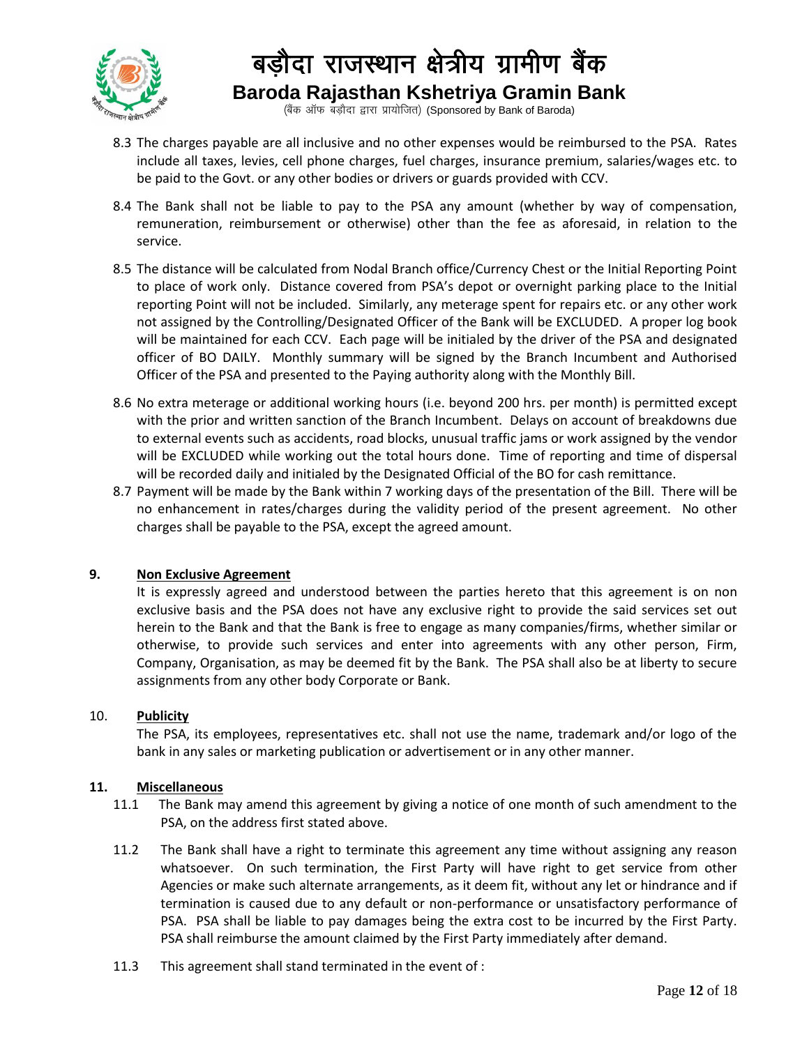8.3 The charges payable are all inclusive and no other expenses would be reimbursed to the PSA. Rates include all taxes, levies, cell phone charges, fuel charges, insurance premium, salaries/wages etc. to be paid to the Govt. or any other bodies or drivers or guards provided with CCV.

8.4 The Bank shall not be liable to pay to the PSA any amount (whether by way of compensation, remuneration, reimbursement or otherwise) other than the fee as aforesaid, in relation to the service.

8.5 The distance will be calculated from Nodal Branch office/Currency Chest or the Initial Reporting Point to place of work only. Distance covered from PSA's depot or overnight parking place to the Initial reporting Point will not be included. Similarly, any meterage spent for repairs etc. or any other work not assigned by the Controlling/Designated Officer of the Bank will be EXCLUDED. A proper log book will be maintained for each CCV. Each page will be initialed by the driver of the PSA and designated officer of BO DAILY. Monthly summary will be signed by the Branch Incumbent and Authorised Officer of the PSA and presented to the Paying authority along with the Monthly Bill.

8.6 No extra meterage or additional working hours (i.e. beyond 200 hrs. per month) is permitted except with the prior and written sanction of the Branch Incumbent. Delays on account of breakdowns due to external events such as accidents, road blocks, unusual traffic jams or work assigned by the vendor will be EXCLUDED while working out the total hours done. Time of reporting and time of dispersal will be recorded daily and initialed by the Designated Official of the BO for cash remittance.

8.7 Payment will be made by the Bank within 7 working days of the presentation of the Bill. There will be no enhancement in rates/charges during the validity period of the present agreement. No other charges shall be payable to the PSA, except the agreed amount.

**9. <u>Non Exclusive Agreement</u>**

It is expressly agreed and understood between the parties hereto that this agreement is on non exclusive basis and the PSA does not have any exclusive right to provide the said services set out herein to the Bank and that the Bank is free to engage as many companies/firms, whether similar or otherwise, to provide such services and enter into agreements with any other person, Firm, Company, Organisation, as may be deemed fit by the Bank. The PSA shall also be at liberty to secure assignments from any other body Corporate or Bank.

10. **<u>Publicity</u>**

The PSA, its employees, representatives etc. shall not use the name, trademark and/or logo of the bank in any sales or marketing publication or advertisement or in any other manner.

**11. <u>Miscellaneous</u>**

11.1 The Bank may amend this agreement by giving a notice of one month of such amendment to the PSA, on the address first stated above.

11.2 The Bank shall have a right to terminate this agreement any time without assigning any reason whatsoever. On such termination, the First Party will have right to get service from other Agencies or make such alternate arrangements, as it deem fit, without any let or hindrance and if termination is caused due to any default or non-performance or unsatisfactory performance of PSA. PSA shall be liable to pay damages being the extra cost to be incurred by the First Party. PSA shall reimburse the amount claimed by the First Party immediately after demand.

11.3 This agreement shall stand terminated in the event of :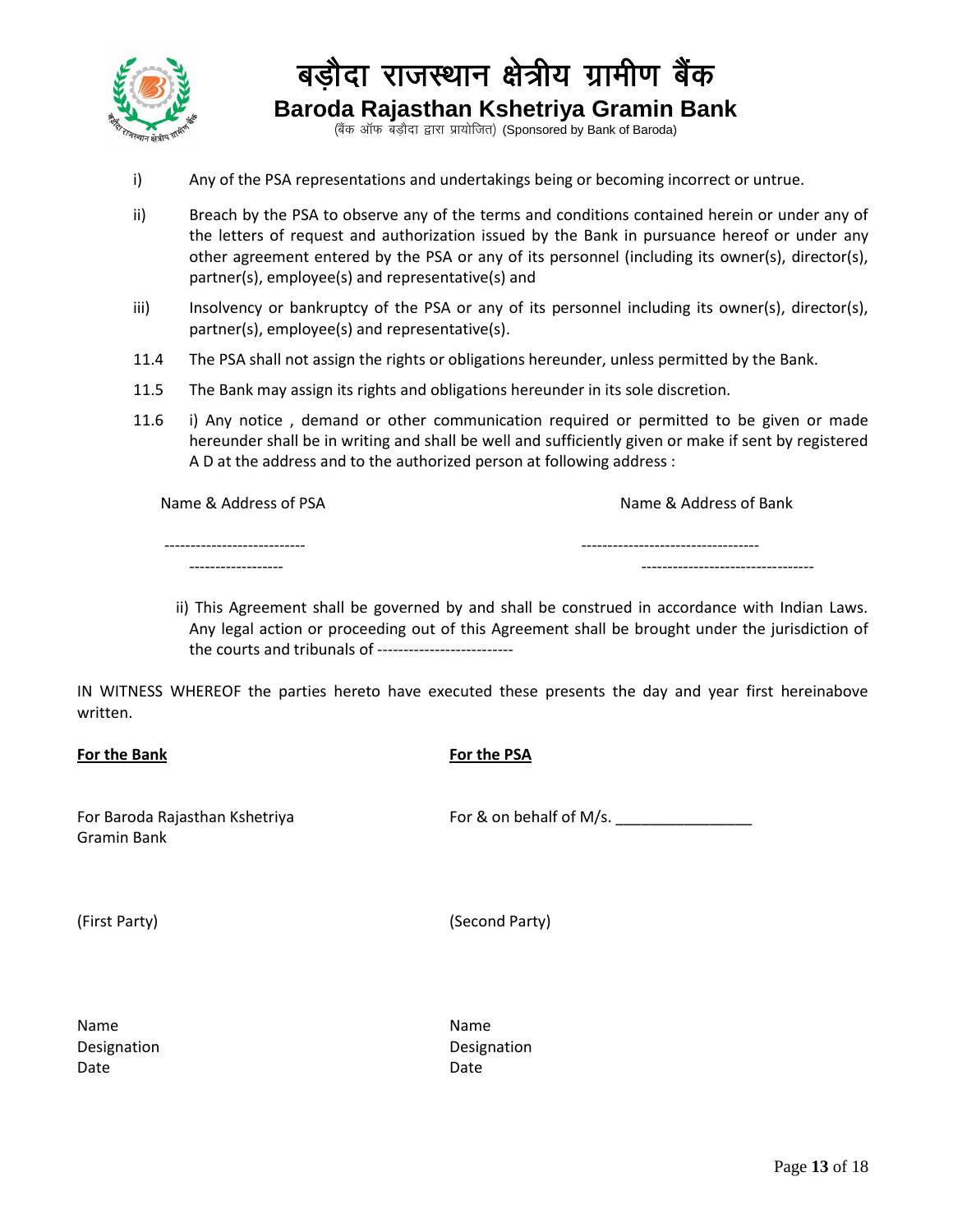i) Any of the PSA representations and undertakings being or becoming incorrect or untrue.

ii) Breach by the PSA to observe any of the terms and conditions contained herein or under any of the letters of request and authorization issued by the Bank in pursuance hereof or under any other agreement entered by the PSA or any of its personnel (including its owner(s), director(s), partner(s), employee(s) and representative(s) and

iii) Insolvency or bankruptcy of the PSA or any of its personnel including its owner(s), director(s), partner(s), employee(s) and representative(s).

11.4 The PSA shall not assign the rights or obligations hereunder, unless permitted by the Bank.

11.5 The Bank may assign its rights and obligations hereunder in its sole discretion.

11.6 i) Any notice , demand or other communication required or permitted to be given or made hereunder shall be in writing and shall be well and sufficiently given or make if sent by registered A D at the address and to the authorized person at following address :

| Name & Address of PSA | Name & Address of Bank |
|---|---|
| --------------------------- | ---------------------------------- |
| ------------------ | --------------------------------- |

ii) This Agreement shall be governed by and shall be construed in accordance with Indian Laws. Any legal action or proceeding out of this Agreement shall be brought under the jurisdiction of the courts and tribunals of -------------------------

IN WITNESS WHEREOF the parties hereto have executed these presents the day and year first hereinabove written.

| **For the Bank** | **For the PSA** |
|---|---|
| For Baroda Rajasthan Kshetriya Gramin Bank | For & on behalf of M/s. ________________ |
| (First Party) | (Second Party) |
| Name<br>Designation<br>Date | Name<br>Designation<br>Date |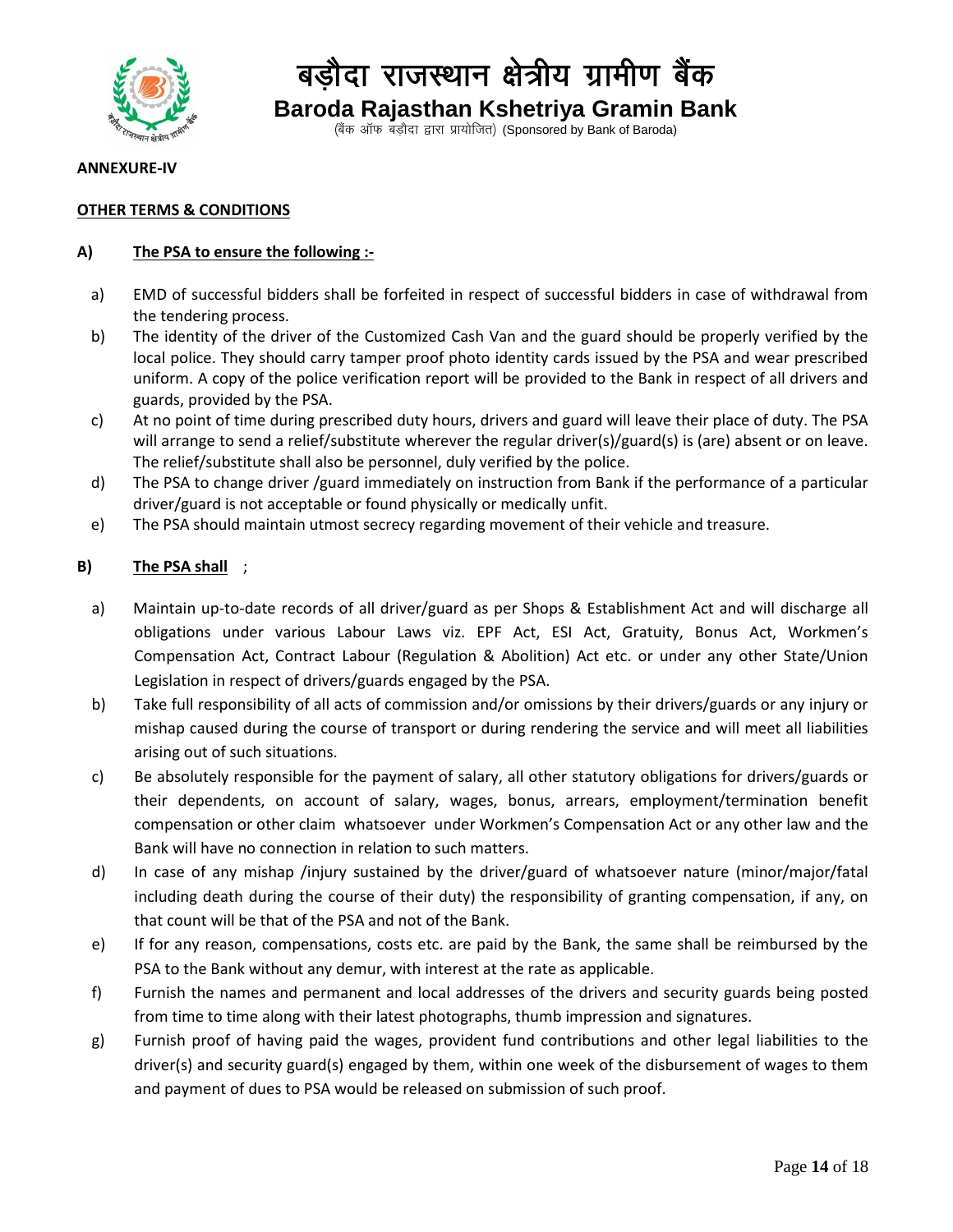**ANNEXURE-IV**

**OTHER TERMS & CONDITIONS**

**A) The PSA to ensure the following :-**

a) EMD of successful bidders shall be forfeited in respect of successful bidders in case of withdrawal from the tendering process.

b) The identity of the driver of the Customized Cash Van and the guard should be properly verified by the local police. They should carry tamper proof photo identity cards issued by the PSA and wear prescribed uniform. A copy of the police verification report will be provided to the Bank in respect of all drivers and guards, provided by the PSA.

c) At no point of time during prescribed duty hours, drivers and guard will leave their place of duty. The PSA will arrange to send a relief/substitute wherever the regular driver(s)/guard(s) is (are) absent or on leave. The relief/substitute shall also be personnel, duly verified by the police.

d) The PSA to change driver /guard immediately on instruction from Bank if the performance of a particular driver/guard is not acceptable or found physically or medically unfit.

e) The PSA should maintain utmost secrecy regarding movement of their vehicle and treasure.

**B) The PSA shall** ;

a) Maintain up-to-date records of all driver/guard as per Shops & Establishment Act and will discharge all obligations under various Labour Laws viz. EPF Act, ESI Act, Gratuity, Bonus Act, Workmen's Compensation Act, Contract Labour (Regulation & Abolition) Act etc. or under any other State/Union Legislation in respect of drivers/guards engaged by the PSA.

b) Take full responsibility of all acts of commission and/or omissions by their drivers/guards or any injury or mishap caused during the course of transport or during rendering the service and will meet all liabilities arising out of such situations.

c) Be absolutely responsible for the payment of salary, all other statutory obligations for drivers/guards or their dependents, on account of salary, wages, bonus, arrears, employment/termination benefit compensation or other claim whatsoever under Workmen's Compensation Act or any other law and the Bank will have no connection in relation to such matters.

d) In case of any mishap /injury sustained by the driver/guard of whatsoever nature (minor/major/fatal including death during the course of their duty) the responsibility of granting compensation, if any, on that count will be that of the PSA and not of the Bank.

e) If for any reason, compensations, costs etc. are paid by the Bank, the same shall be reimbursed by the PSA to the Bank without any demur, with interest at the rate as applicable.

f) Furnish the names and permanent and local addresses of the drivers and security guards being posted from time to time along with their latest photographs, thumb impression and signatures.

g) Furnish proof of having paid the wages, provident fund contributions and other legal liabilities to the driver(s) and security guard(s) engaged by them, within one week of the disbursement of wages to them and payment of dues to PSA would be released on submission of such proof.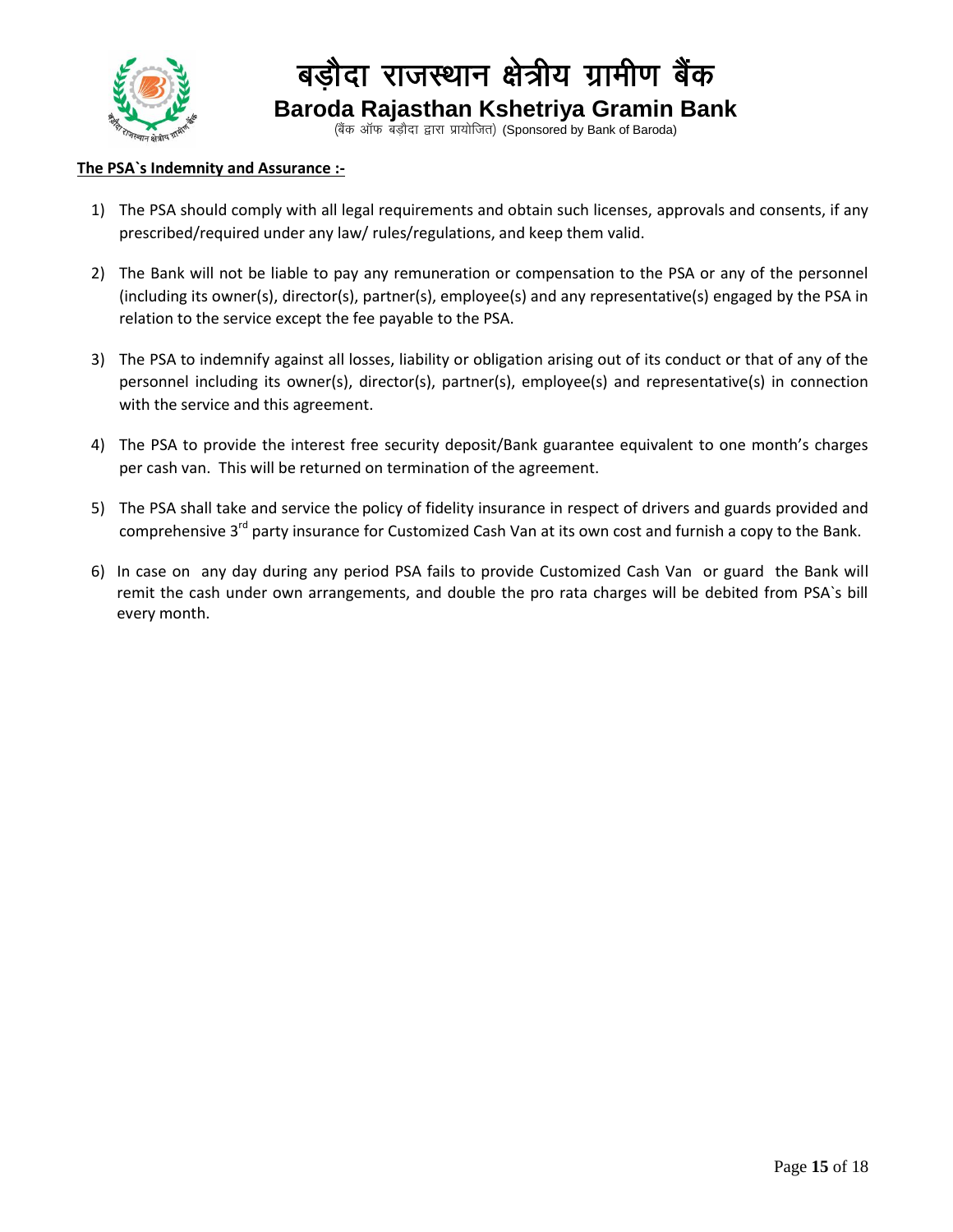**The PSA`s Indemnity and Assurance :-**

1) The PSA should comply with all legal requirements and obtain such licenses, approvals and consents, if any prescribed/required under any law/ rules/regulations, and keep them valid.

2) The Bank will not be liable to pay any remuneration or compensation to the PSA or any of the personnel (including its owner(s), director(s), partner(s), employee(s) and any representative(s) engaged by the PSA in relation to the service except the fee payable to the PSA.

3) The PSA to indemnify against all losses, liability or obligation arising out of its conduct or that of any of the personnel including its owner(s), director(s), partner(s), employee(s) and representative(s) in connection with the service and this agreement.

4) The PSA to provide the interest free security deposit/Bank guarantee equivalent to one month's charges per cash van. This will be returned on termination of the agreement.

5) The PSA shall take and service the policy of fidelity insurance in respect of drivers and guards provided and comprehensive 3rd party insurance for Customized Cash Van at its own cost and furnish a copy to the Bank.

6) In case on any day during any period PSA fails to provide Customized Cash Van or guard the Bank will remit the cash under own arrangements, and double the pro rata charges will be debited from PSA`s bill every month.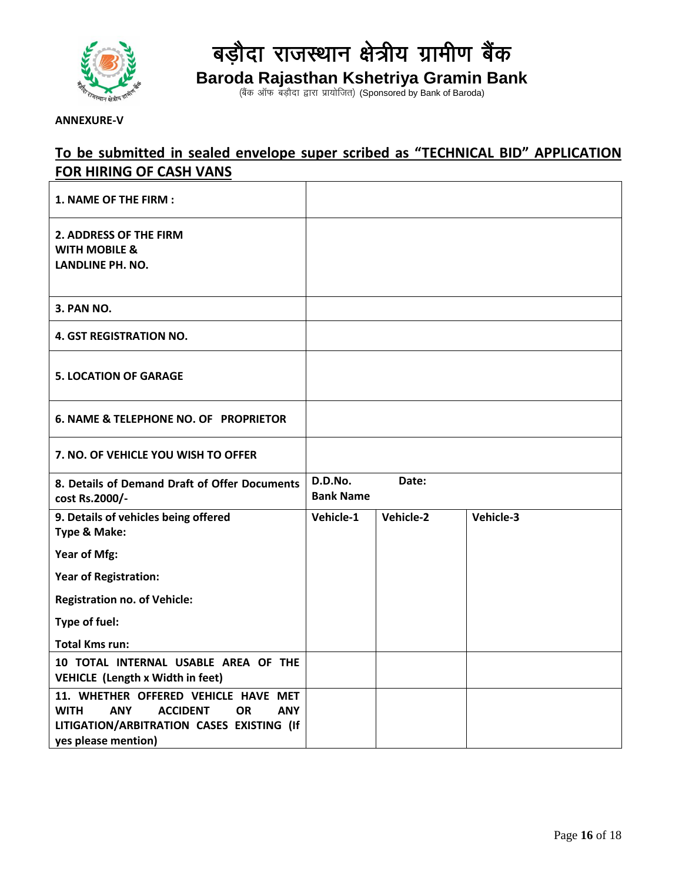# बड़ौदा राजस्थान क्षेत्रीय ग्रामीण बैंक

## Baroda Rajasthan Kshetriya Gramin Bank

(बैंक ऑफ बड़ौदा द्वारा प्रायोजित) (Sponsored by Bank of Baroda)

**ANNEXURE-V**

## To be submitted in sealed envelope super scribed as "TECHNICAL BID" APPLICATION FOR HIRING OF CASH VANS

| | | | |
|---|---|---|---|
| **1. NAME OF THE FIRM :** | | | |
| **2. ADDRESS OF THE FIRM WITH MOBILE & LANDLINE PH. NO.** | | | |
| **3. PAN NO.** | | | |
| **4. GST REGISTRATION NO.** | | | |
| **5. LOCATION OF GARAGE** | | | |
| **6. NAME & TELEPHONE NO. OF PROPRIETOR** | | | |
| **7. NO. OF VEHICLE YOU WISH TO OFFER** | | | |
| **8. Details of Demand Draft of Offer Documents cost Rs.2000/-** | **D.D.No.** **Bank Name** | **Date:** | |
| **9. Details of vehicles being offered** **Type & Make:** **Year of Mfg:** **Year of Registration:** **Registration no. of Vehicle:** **Type of fuel:** **Total Kms run:** | **Vehicle-1** | **Vehicle-2** | **Vehicle-3** |
| **10 TOTAL INTERNAL USABLE AREA OF THE VEHICLE (Length x Width in feet)** | | | |
| **11. WHETHER OFFERED VEHICLE HAVE MET WITH ANY ACCIDENT OR ANY LITIGATION/ARBITRATION CASES EXISTING (If yes please mention)** | | | |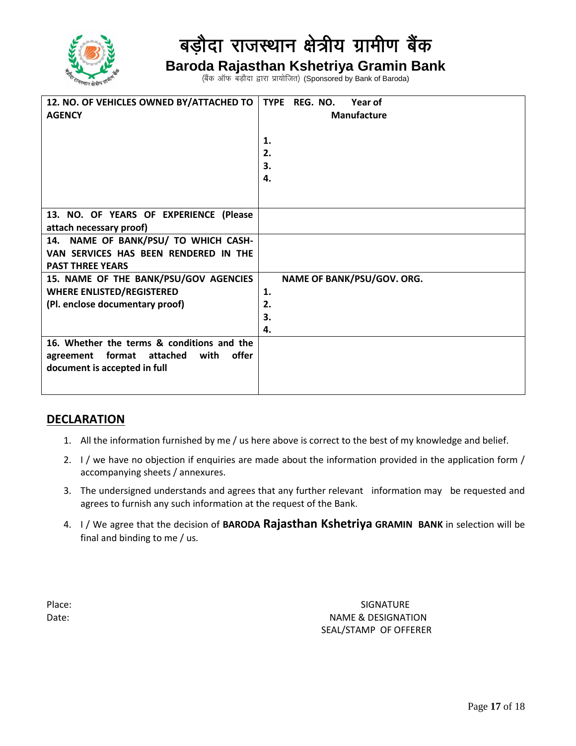| 12. NO. OF VEHICLES OWNED BY/ATTACHED TO AGENCY | TYPE REG. NO. Year of Manufacture<br><br>1.<br>2.<br>3.<br>4. |
|---|---|
| 13. NO. OF YEARS OF EXPERIENCE (Please attach necessary proof) | |
| 14. NAME OF BANK/PSU/ TO WHICH CASH-VAN SERVICES HAS BEEN RENDERED IN THE PAST THREE YEARS | |
| 15. NAME OF THE BANK/PSU/GOV AGENCIES WHERE ENLISTED/REGISTERED (Pl. enclose documentary proof) | NAME OF BANK/PSU/GOV. ORG.<br>1.<br>2.<br>3.<br>4. |
| 16. Whether the terms & conditions and the agreement format attached with offer document is accepted in full | |

## DECLARATION

1. All the information furnished by me / us here above is correct to the best of my knowledge and belief.
2. I / we have no objection if enquiries are made about the information provided in the application form / accompanying sheets / annexures.
3. The undersigned understands and agrees that any further relevant information may be requested and agrees to furnish any such information at the request of the Bank.
4. I / We agree that the decision of **BARODA Rajasthan Kshetriya GRAMIN BANK** in selection will be final and binding to me / us.

Place:

Date:

SIGNATURE
NAME & DESIGNATION
SEAL/STAMP OF OFFERER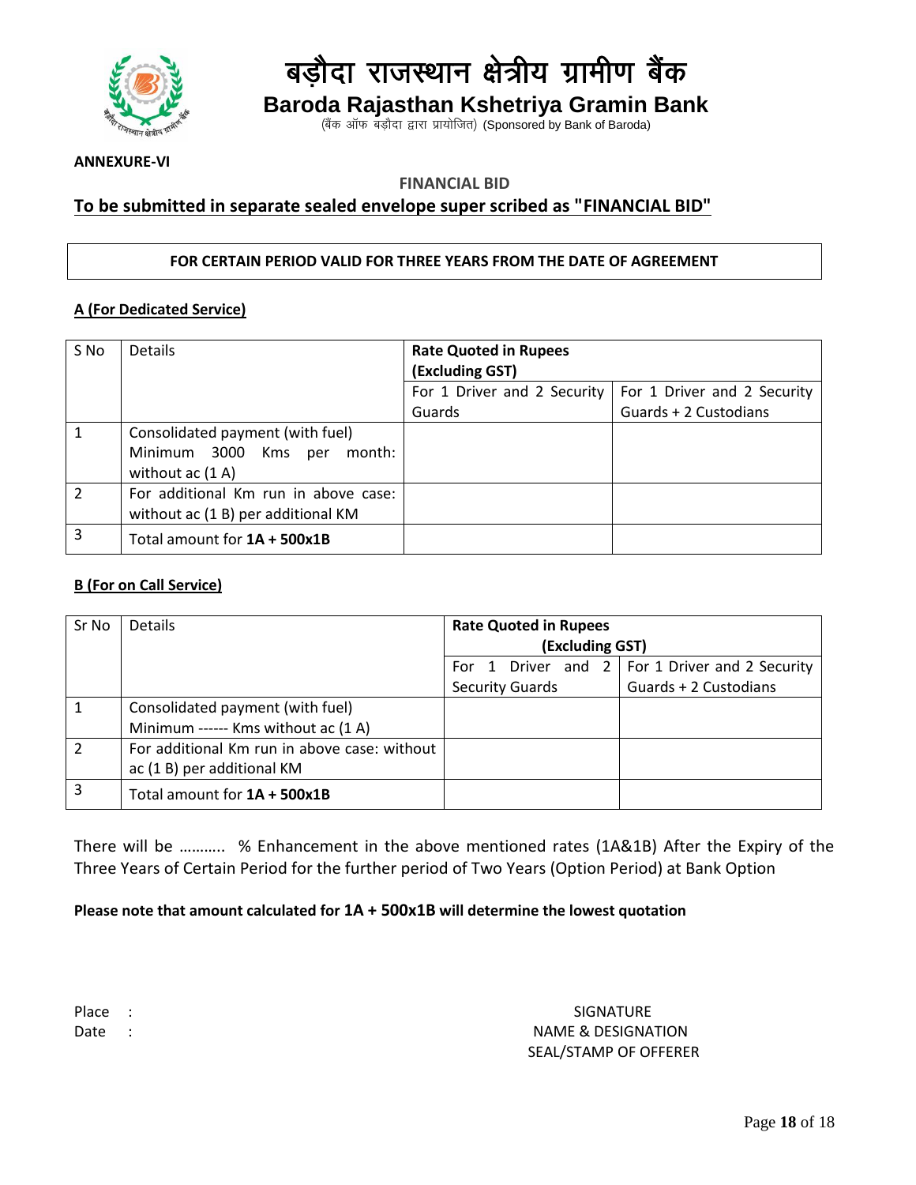# बड़ौदा राजस्थान क्षेत्रीय ग्रामीण बैंक

## Baroda Rajasthan Kshetriya Gramin Bank

(बैंक ऑफ बड़ौदा द्वारा प्रायोजित) (Sponsored by Bank of Baroda)

**ANNEXURE-VI**

**FINANCIAL BID**

**To be submitted in separate sealed envelope super scribed as "FINANCIAL BID"**

**FOR CERTAIN PERIOD VALID FOR THREE YEARS FROM THE DATE OF AGREEMENT**

**A (For Dedicated Service)**

| S No | Details | **Rate Quoted in Rupees (Excluding GST)** | |
|---|---|---|---|
| | | For 1 Driver and 2 Security Guards | For 1 Driver and 2 Security Guards + 2 Custodians |
| 1 | Consolidated payment (with fuel) Minimum 3000 Kms per month: without ac (1 A) | | |
| 2 | For additional Km run in above case: without ac (1 B) per additional KM | | |
| 3 | Total amount for **1A + 500x1B** | | |

**B (For on Call Service)**

| Sr No | Details | **Rate Quoted in Rupees (Excluding GST)** | |
|---|---|---|---|
| | | For 1 Driver and 2 Security Guards | For 1 Driver and 2 Security Guards + 2 Custodians |
| 1 | Consolidated payment (with fuel) Minimum ------ Kms without ac (1 A) | | |
| 2 | For additional Km run in above case: without ac (1 B) per additional KM | | |
| 3 | Total amount for **1A + 500x1B** | | |

There will be ……….. % Enhancement in the above mentioned rates (1A&1B) After the Expiry of the Three Years of Certain Period for the further period of Two Years (Option Period) at Bank Option

**Please note that amount calculated for 1A + 500x1B will determine the lowest quotation**

Place :

Date :

SIGNATURE

NAME & DESIGNATION

SEAL/STAMP OF OFFERER